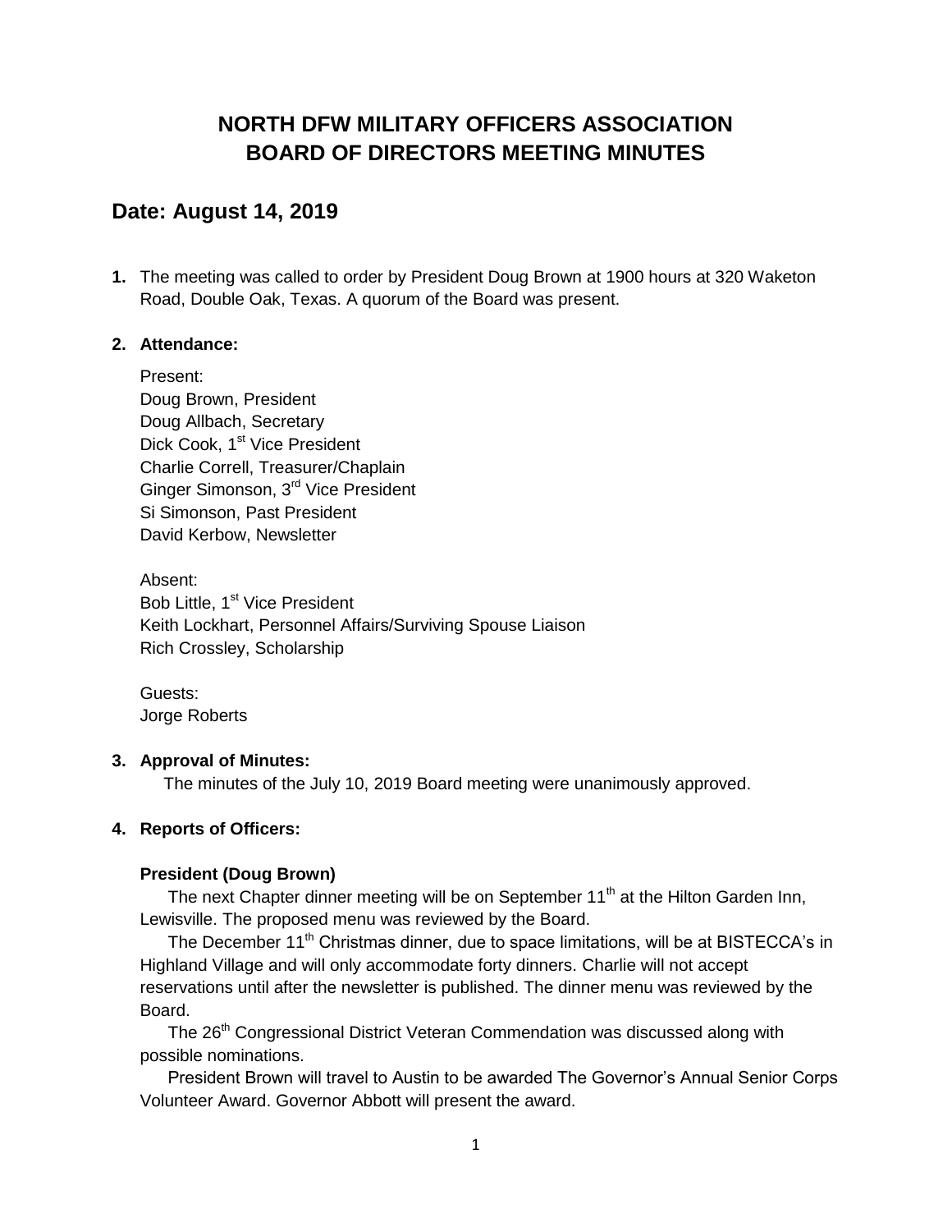# NORTH DFW MILITARY OFFICERS ASSOCIATION
# BOARD OF DIRECTORS MEETING MINUTES

## Date: August 14, 2019

**1.** The meeting was called to order by President Doug Brown at 1900 hours at 320 Waketon Road, Double Oak, Texas. A quorum of the Board was present.

**2. Attendance:**

Present:
Doug Brown, President
Doug Allbach, Secretary
Dick Cook, 1st Vice President
Charlie Correll, Treasurer/Chaplain
Ginger Simonson, 3rd Vice President
Si Simonson, Past President
David Kerbow, Newsletter

Absent:
Bob Little, 1st Vice President
Keith Lockhart, Personnel Affairs/Surviving Spouse Liaison
Rich Crossley, Scholarship

Guests:
Jorge Roberts

**3. Approval of Minutes:**

The minutes of the July 10, 2019 Board meeting were unanimously approved.

**4. Reports of Officers:**

**President (Doug Brown)**

The next Chapter dinner meeting will be on September 11th at the Hilton Garden Inn, Lewisville. The proposed menu was reviewed by the Board.

The December 11th Christmas dinner, due to space limitations, will be at BISTECCA's in Highland Village and will only accommodate forty dinners. Charlie will not accept reservations until after the newsletter is published. The dinner menu was reviewed by the Board.

The 26th Congressional District Veteran Commendation was discussed along with possible nominations.

President Brown will travel to Austin to be awarded The Governor's Annual Senior Corps Volunteer Award. Governor Abbott will present the award.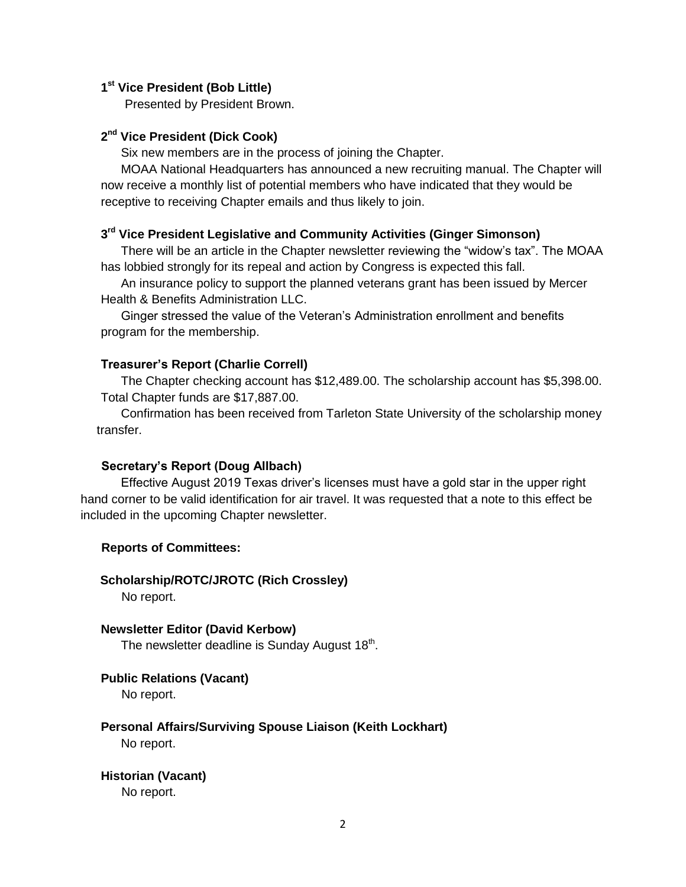### 1st Vice President (Bob Little)

Presented by President Brown.

### 2nd Vice President (Dick Cook)

Six new members are in the process of joining the Chapter.

MOAA National Headquarters has announced a new recruiting manual. The Chapter will now receive a monthly list of potential members who have indicated that they would be receptive to receiving Chapter emails and thus likely to join.

### 3rd Vice President Legislative and Community Activities (Ginger Simonson)

There will be an article in the Chapter newsletter reviewing the "widow's tax". The MOAA has lobbied strongly for its repeal and action by Congress is expected this fall.

An insurance policy to support the planned veterans grant has been issued by Mercer Health & Benefits Administration LLC.

Ginger stressed the value of the Veteran's Administration enrollment and benefits program for the membership.

### Treasurer's Report (Charlie Correll)

The Chapter checking account has $12,489.00. The scholarship account has $5,398.00. Total Chapter funds are $17,887.00.

Confirmation has been received from Tarleton State University of the scholarship money transfer.

### Secretary's Report (Doug Allbach)

Effective August 2019 Texas driver's licenses must have a gold star in the upper right hand corner to be valid identification for air travel. It was requested that a note to this effect be included in the upcoming Chapter newsletter.

### Reports of Committees:

**Scholarship/ROTC/JROTC (Rich Crossley)**

No report.

**Newsletter Editor (David Kerbow)**

The newsletter deadline is Sunday August 18th.

**Public Relations (Vacant)**

No report.

**Personal Affairs/Surviving Spouse Liaison (Keith Lockhart)**

No report.

**Historian (Vacant)**

No report.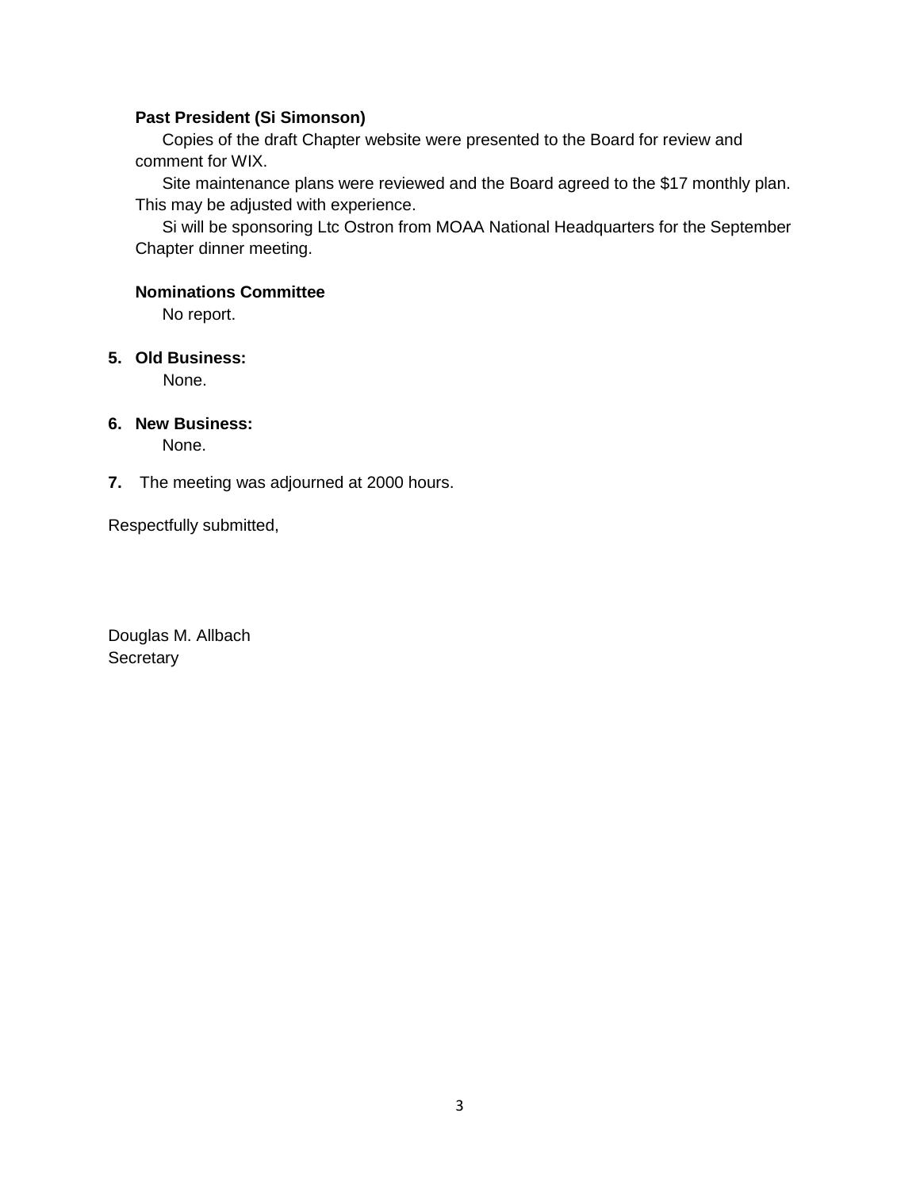**Past President (Si Simonson)**

Copies of the draft Chapter website were presented to the Board for review and comment for WIX.

Site maintenance plans were reviewed and the Board agreed to the $17 monthly plan. This may be adjusted with experience.

Si will be sponsoring Ltc Ostron from MOAA National Headquarters for the September Chapter dinner meeting.

**Nominations Committee**

No report.

**5. Old Business:**

None.

**6. New Business:**

None.

**7.** The meeting was adjourned at 2000 hours.

Respectfully submitted,

Douglas M. Allbach
Secretary